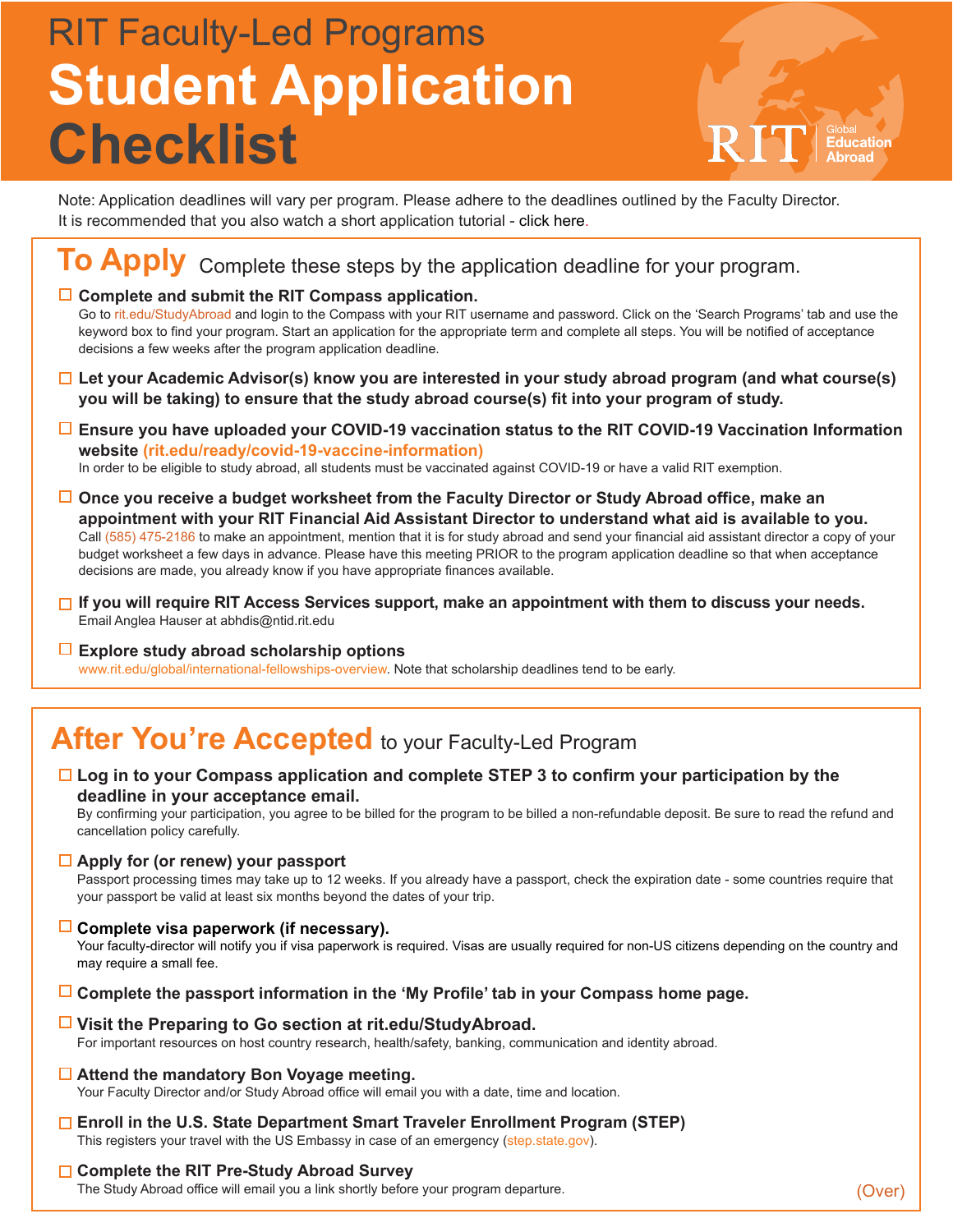# RIT Faculty-Led Programs

# Student Application Checklist

RIT Global Education Abroad

Note: Application deadlines will vary per program. Please adhere to the deadlines outlined by the Faculty Director. It is recommended that you also watch a short application tutorial - click here.

## To Apply Complete these steps by the application deadline for your program.

- ☐ **Complete and submit the RIT Compass application.**
  Go to rit.edu/StudyAbroad and login to the Compass with your RIT username and password. Click on the 'Search Programs' tab and use the keyword box to find your program. Start an application for the appropriate term and complete all steps. You will be notified of acceptance decisions a few weeks after the program application deadline.

- ☐ **Let your Academic Advisor(s) know you are interested in your study abroad program (and what course(s) you will be taking) to ensure that the study abroad course(s) fit into your program of study.**

- ☐ **Ensure you have uploaded your COVID-19 vaccination status to the RIT COVID-19 Vaccination Information website (rit.edu/ready/covid-19-vaccine-information)**
  In order to be eligible to study abroad, all students must be vaccinated against COVID-19 or have a valid RIT exemption.

- ☐ **Once you receive a budget worksheet from the Faculty Director or Study Abroad office, make an appointment with your RIT Financial Aid Assistant Director to understand what aid is available to you.**
  Call (585) 475-2186 to make an appointment, mention that it is for study abroad and send your financial aid assistant director a copy of your budget worksheet a few days in advance. Please have this meeting PRIOR to the program application deadline so that when acceptance decisions are made, you already know if you have appropriate finances available.

- ☐ **If you will require RIT Access Services support, make an appointment with them to discuss your needs.**
  Email Anglea Hauser at abhdis@ntid.rit.edu

- ☐ **Explore study abroad scholarship options**
  www.rit.edu/global/international-fellowships-overview. Note that scholarship deadlines tend to be early.

## After You're Accepted to your Faculty-Led Program

- ☐ **Log in to your Compass application and complete STEP 3 to confirm your participation by the deadline in your acceptance email.**
  By confirming your participation, you agree to be billed for the program to be billed a non-refundable deposit. Be sure to read the refund and cancellation policy carefully.

- ☐ **Apply for (or renew) your passport**
  Passport processing times may take up to 12 weeks. If you already have a passport, check the expiration date - some countries require that your passport be valid at least six months beyond the dates of your trip.

- ☐ **Complete visa paperwork (if necessary).**
  Your faculty-director will notify you if visa paperwork is required. Visas are usually required for non-US citizens depending on the country and may require a small fee.

- ☐ **Complete the passport information in the 'My Profile' tab in your Compass home page.**

- ☐ **Visit the Preparing to Go section at rit.edu/StudyAbroad.**
  For important resources on host country research, health/safety, banking, communication and identity abroad.

- ☐ **Attend the mandatory Bon Voyage meeting.**
  Your Faculty Director and/or Study Abroad office will email you with a date, time and location.

- ☐ **Enroll in the U.S. State Department Smart Traveler Enrollment Program (STEP)**
  This registers your travel with the US Embassy in case of an emergency (step.state.gov).

- ☐ **Complete the RIT Pre-Study Abroad Survey**
  The Study Abroad office will email you a link shortly before your program departure.

(Over)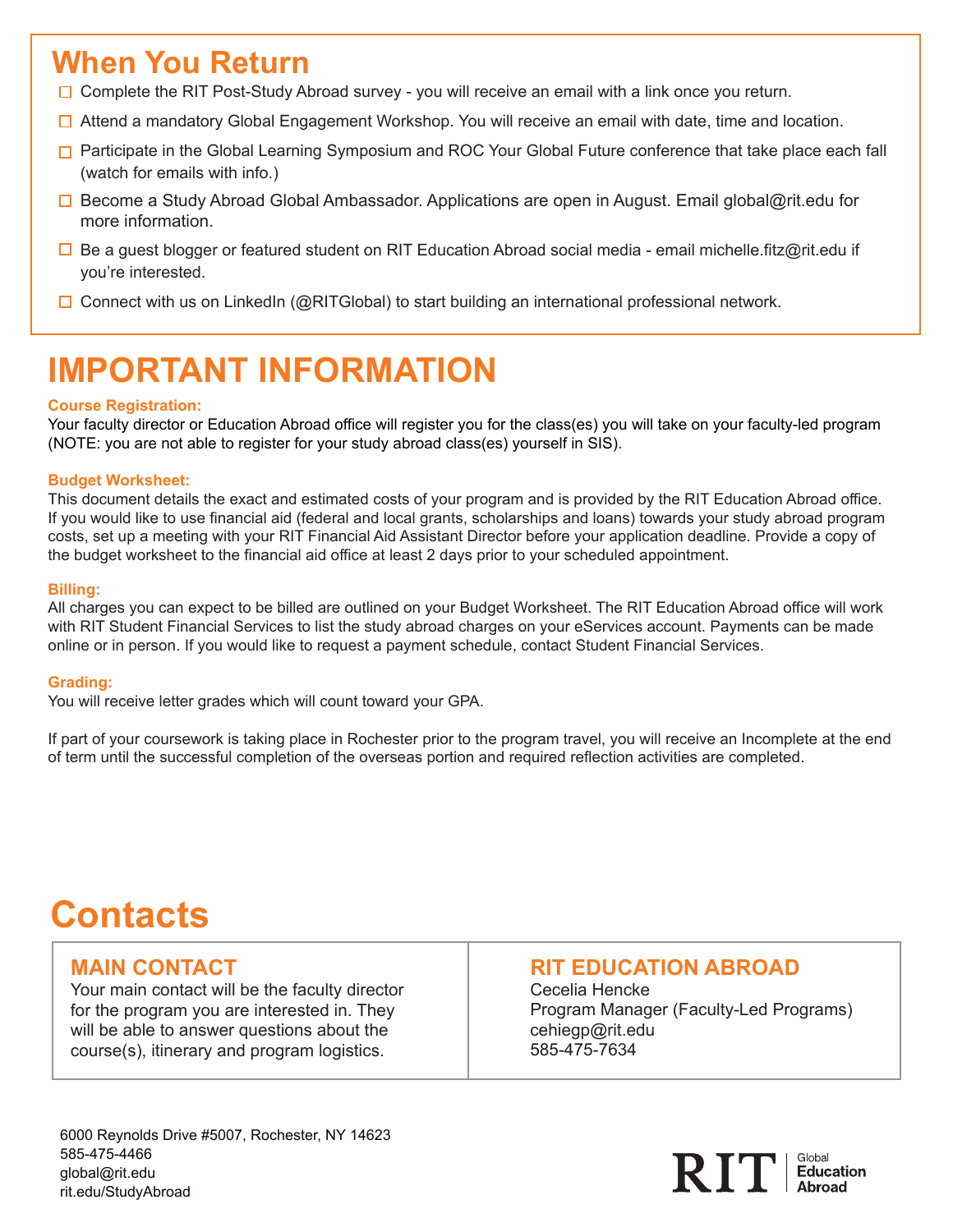## When You Return

- ☐ Complete the RIT Post-Study Abroad survey - you will receive an email with a link once you return.
- ☐ Attend a mandatory Global Engagement Workshop. You will receive an email with date, time and location.
- ☐ Participate in the Global Learning Symposium and ROC Your Global Future conference that take place each fall (watch for emails with info.)
- ☐ Become a Study Abroad Global Ambassador. Applications are open in August. Email global@rit.edu for more information.
- ☐ Be a guest blogger or featured student on RIT Education Abroad social media - email michelle.fitz@rit.edu if you're interested.
- ☐ Connect with us on LinkedIn (@RITGlobal) to start building an international professional network.

# IMPORTANT INFORMATION

**Course Registration:**
Your faculty director or Education Abroad office will register you for the class(es) you will take on your faculty-led program (NOTE: you are not able to register for your study abroad class(es) yourself in SIS).

**Budget Worksheet:**
This document details the exact and estimated costs of your program and is provided by the RIT Education Abroad office. If you would like to use financial aid (federal and local grants, scholarships and loans) towards your study abroad program costs, set up a meeting with your RIT Financial Aid Assistant Director before your application deadline. Provide a copy of the budget worksheet to the financial aid office at least 2 days prior to your scheduled appointment.

**Billing:**
All charges you can expect to be billed are outlined on your Budget Worksheet. The RIT Education Abroad office will work with RIT Student Financial Services to list the study abroad charges on your eServices account. Payments can be made online or in person. If you would like to request a payment schedule, contact Student Financial Services.

**Grading:**
You will receive letter grades which will count toward your GPA.

If part of your coursework is taking place in Rochester prior to the program travel, you will receive an Incomplete at the end of term until the successful completion of the overseas portion and required reflection activities are completed.

# Contacts

### MAIN CONTACT

Your main contact will be the faculty director for the program you are interested in. They will be able to answer questions about the course(s), itinerary and program logistics.

### RIT EDUCATION ABROAD

Cecelia Hencke
Program Manager (Faculty-Led Programs)
cehiegp@rit.edu
585-475-7634

6000 Reynolds Drive #5007, Rochester, NY 14623
585-475-4466
global@rit.edu
rit.edu/StudyAbroad

RIT | Global Education Abroad